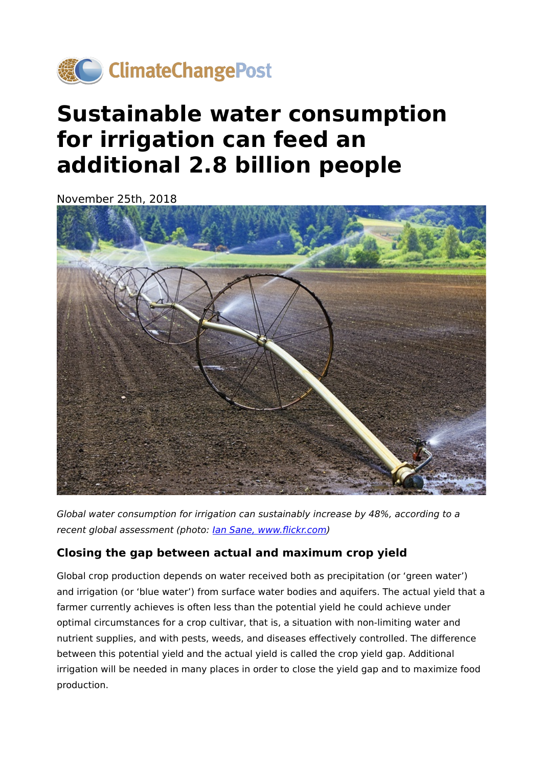# Sustainable water consumption for irrigation can feed an additional 2.8 billion people

November 25th, 2018

*Global water consumption for irrigation can sustainably increase by 48%, according to a recent global assessment (photo: Ian Sane, www.flickr.com)*

### Closing the gap between actual and maximum crop yield

Global crop production depends on water received both as precipitation (or 'green water') and irrigation (or 'blue water') from surface water bodies and aquifers. The actual yield that a farmer currently achieves is often less than the potential yield he could achieve under optimal circumstances for a crop cultivar, that is, a situation with non-limiting water and nutrient supplies, and with pests, weeds, and diseases effectively controlled. The difference between this potential yield and the actual yield is called the crop yield gap. Additional irrigation will be needed in many places in order to close the yield gap and to maximize food production.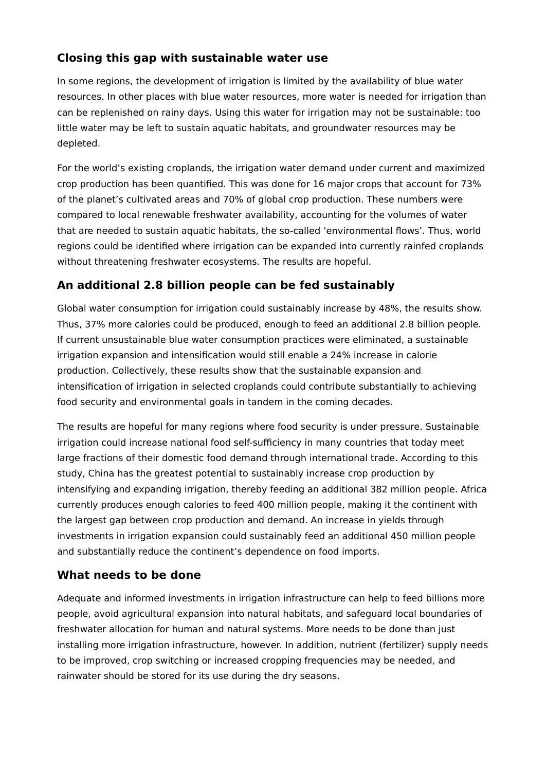## Closing this gap with sustainable water use

In some regions, the development of irrigation is limited by the availability of blue water resources. In other places with blue water resources, more water is needed for irrigation than can be replenished on rainy days. Using this water for irrigation may not be sustainable: too little water may be left to sustain aquatic habitats, and groundwater resources may be depleted.

For the world's existing croplands, the irrigation water demand under current and maximized crop production has been quantified. This was done for 16 major crops that account for 73% of the planet's cultivated areas and 70% of global crop production. These numbers were compared to local renewable freshwater availability, accounting for the volumes of water that are needed to sustain aquatic habitats, the so-called 'environmental flows'. Thus, world regions could be identified where irrigation can be expanded into currently rainfed croplands without threatening freshwater ecosystems. The results are hopeful.

## An additional 2.8 billion people can be fed sustainably

Global water consumption for irrigation could sustainably increase by 48%, the results show. Thus, 37% more calories could be produced, enough to feed an additional 2.8 billion people. If current unsustainable blue water consumption practices were eliminated, a sustainable irrigation expansion and intensification would still enable a 24% increase in calorie production. Collectively, these results show that the sustainable expansion and intensification of irrigation in selected croplands could contribute substantially to achieving food security and environmental goals in tandem in the coming decades.

The results are hopeful for many regions where food security is under pressure. Sustainable irrigation could increase national food self-sufficiency in many countries that today meet large fractions of their domestic food demand through international trade. According to this study, China has the greatest potential to sustainably increase crop production by intensifying and expanding irrigation, thereby feeding an additional 382 million people. Africa currently produces enough calories to feed 400 million people, making it the continent with the largest gap between crop production and demand. An increase in yields through investments in irrigation expansion could sustainably feed an additional 450 million people and substantially reduce the continent's dependence on food imports.

## What needs to be done

Adequate and informed investments in irrigation infrastructure can help to feed billions more people, avoid agricultural expansion into natural habitats, and safeguard local boundaries of freshwater allocation for human and natural systems. More needs to be done than just installing more irrigation infrastructure, however. In addition, nutrient (fertilizer) supply needs to be improved, crop switching or increased cropping frequencies may be needed, and rainwater should be stored for its use during the dry seasons.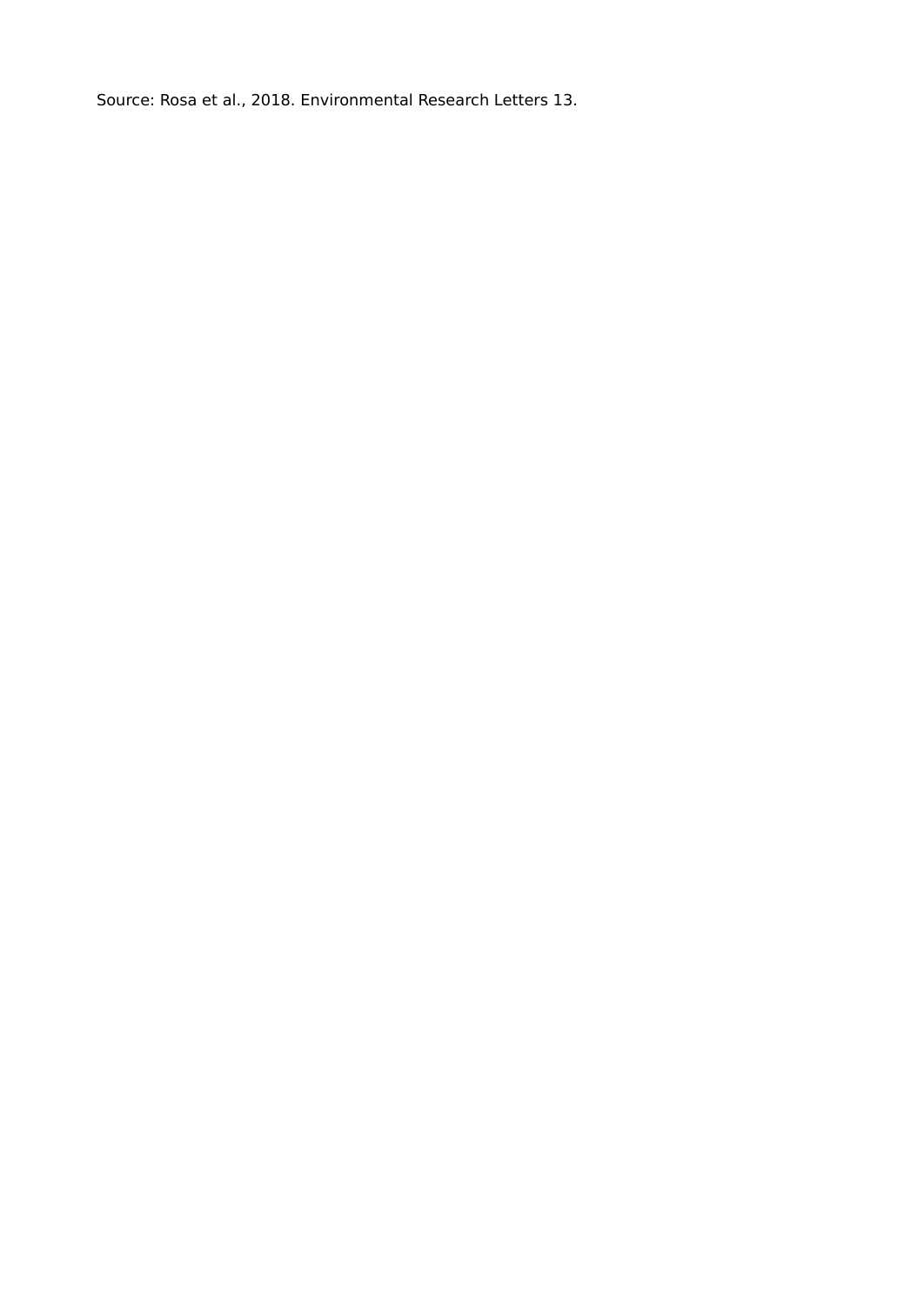Source: Rosa et al., 2018. Environmental Research Letters 13.